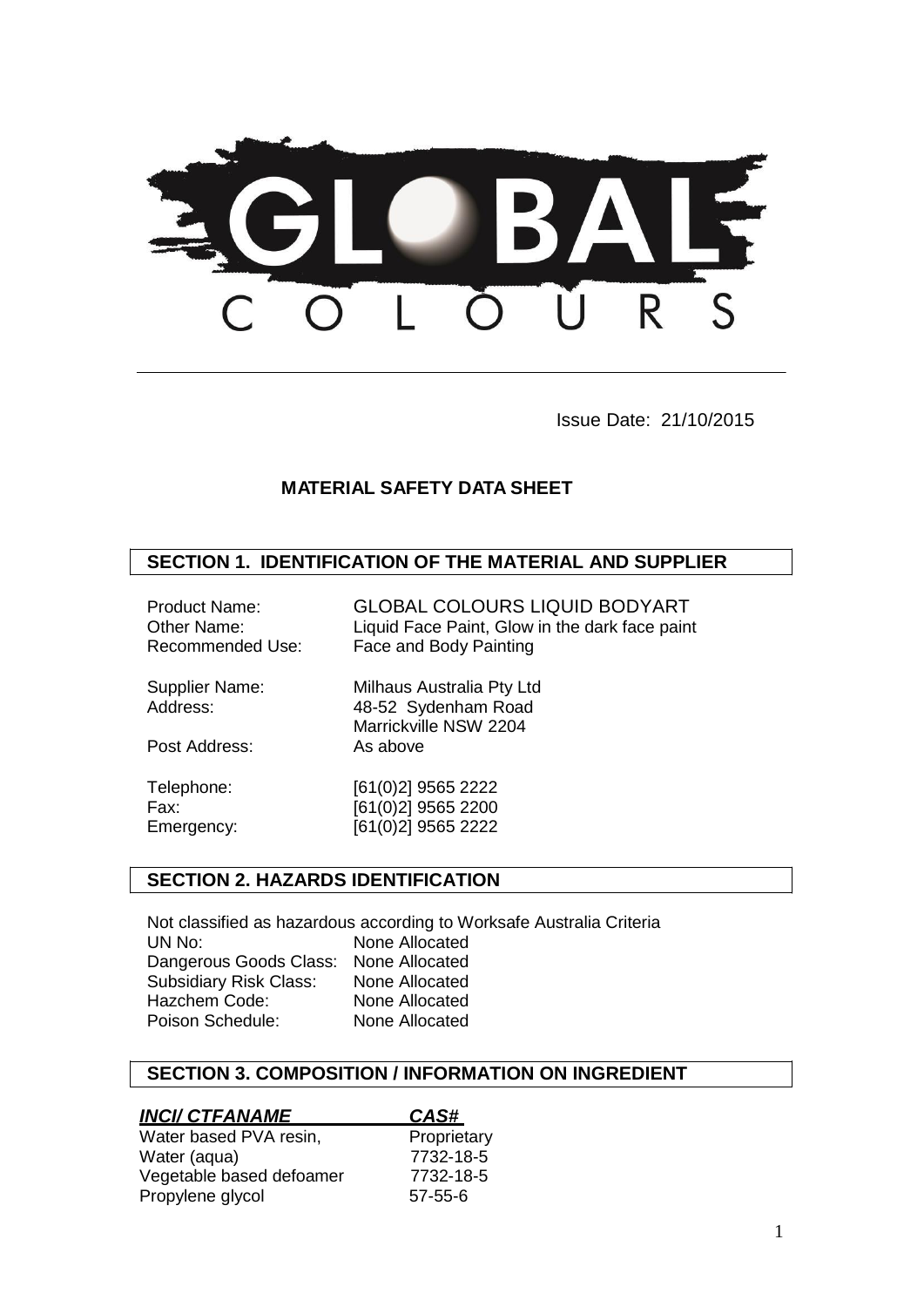GLOBAL COLOURS

Issue Date: 21/10/2015

# MATERIAL SAFETY DATA SHEET

## SECTION 1. IDENTIFICATION OF THE MATERIAL AND SUPPLIER

| | |
|---|---|
| Product Name: | GLOBAL COLOURS LIQUID BODYART |
| Other Name: | Liquid Face Paint, Glow in the dark face paint |
| Recommended Use: | Face and Body Painting |
| Supplier Name: | Milhaus Australia Pty Ltd |
| Address: | 48-52 Sydenham Road<br>Marrickville NSW 2204 |
| Post Address: | As above |
| Telephone: | [61(0)2] 9565 2222 |
| Fax: | [61(0)2] 9565 2200 |
| Emergency: | [61(0)2] 9565 2222 |

## SECTION 2. HAZARDS IDENTIFICATION

Not classified as hazardous according to Worksafe Australia Criteria

| | |
|---|---|
| UN No: | None Allocated |
| Dangerous Goods Class: | None Allocated |
| Subsidiary Risk Class: | None Allocated |
| Hazchem Code: | None Allocated |
| Poison Schedule: | None Allocated |

## SECTION 3. COMPOSITION / INFORMATION ON INGREDIENT

| ***INCI/ CTFANAME*** | ***CAS#*** |
|---|---|
| Water based PVA resin, | Proprietary |
| Water (aqua) | 7732-18-5 |
| Vegetable based defoamer | 7732-18-5 |
| Propylene glycol | 57-55-6 |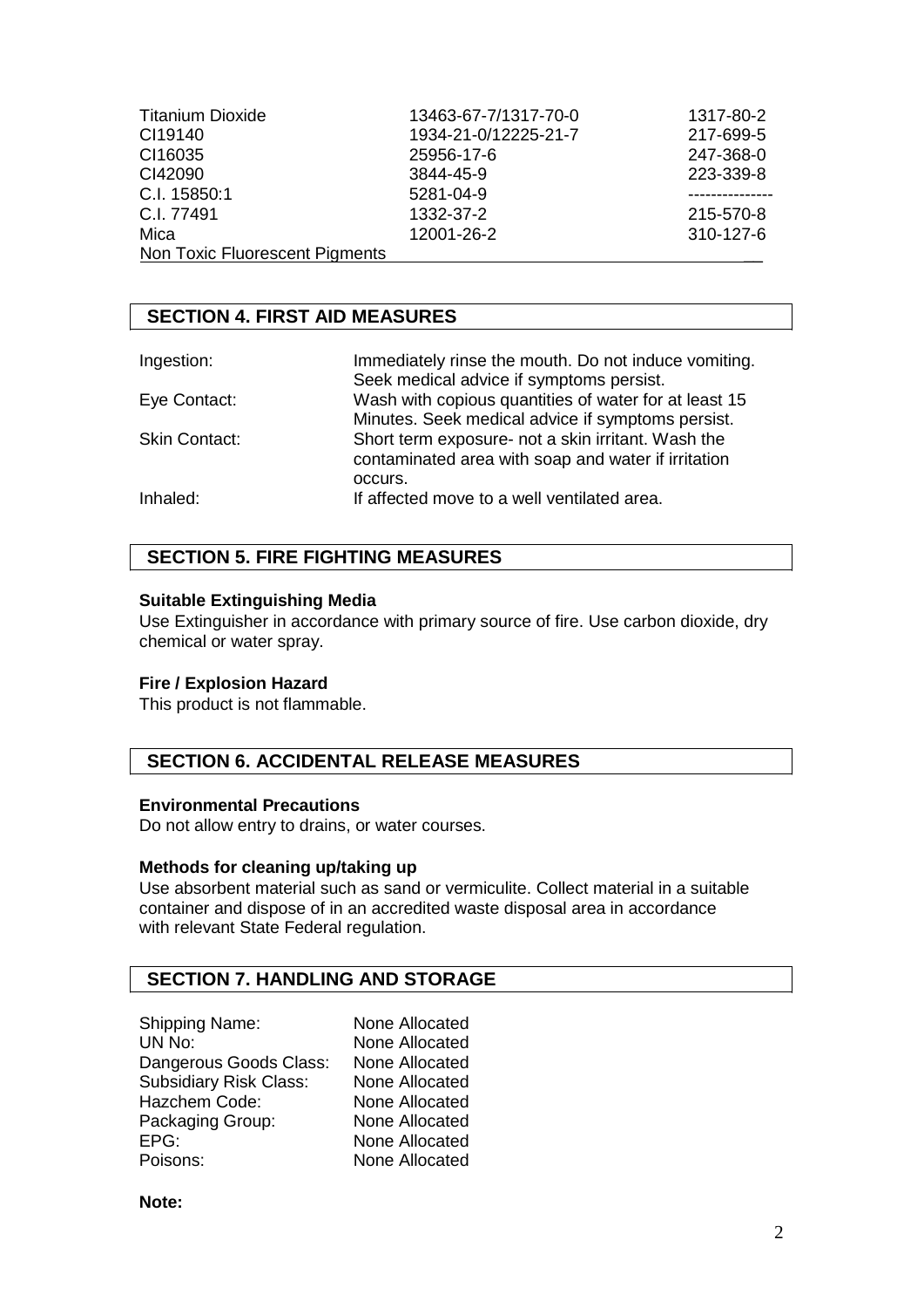| | | |
|---|---|---|
| Titanium Dioxide | 13463-67-7/1317-70-0 | 1317-80-2 |
| CI19140 | 1934-21-0/12225-21-7 | 217-699-5 |
| CI16035 | 25956-17-6 | 247-368-0 |
| CI42090 | 3844-45-9 | 223-339-8 |
| C.I. 15850:1 | 5281-04-9 | --------------- |
| C.I. 77491 | 1332-37-2 | 215-570-8 |
| Mica | 12001-26-2 | 310-127-6 |
| Non Toxic Fluorescent Pigments | | |

## SECTION 4. FIRST AID MEASURES

| | |
|---|---|
| Ingestion: | Immediately rinse the mouth. Do not induce vomiting. Seek medical advice if symptoms persist. |
| Eye Contact: | Wash with copious quantities of water for at least 15 Minutes. Seek medical advice if symptoms persist. |
| Skin Contact: | Short term exposure- not a skin irritant. Wash the contaminated area with soap and water if irritation occurs. |
| Inhaled: | If affected move to a well ventilated area. |

## SECTION 5. FIRE FIGHTING MEASURES

**Suitable Extinguishing Media**

Use Extinguisher in accordance with primary source of fire. Use carbon dioxide, dry chemical or water spray.

**Fire / Explosion Hazard**

This product is not flammable.

## SECTION 6. ACCIDENTAL RELEASE MEASURES

**Environmental Precautions**

Do not allow entry to drains, or water courses.

**Methods for cleaning up/taking up**

Use absorbent material such as sand or vermiculite. Collect material in a suitable container and dispose of in an accredited waste disposal area in accordance with relevant State Federal regulation.

## SECTION 7. HANDLING AND STORAGE

| | |
|---|---|
| Shipping Name: | None Allocated |
| UN No: | None Allocated |
| Dangerous Goods Class: | None Allocated |
| Subsidiary Risk Class: | None Allocated |
| Hazchem Code: | None Allocated |
| Packaging Group: | None Allocated |
| EPG: | None Allocated |
| Poisons: | None Allocated |

**Note:**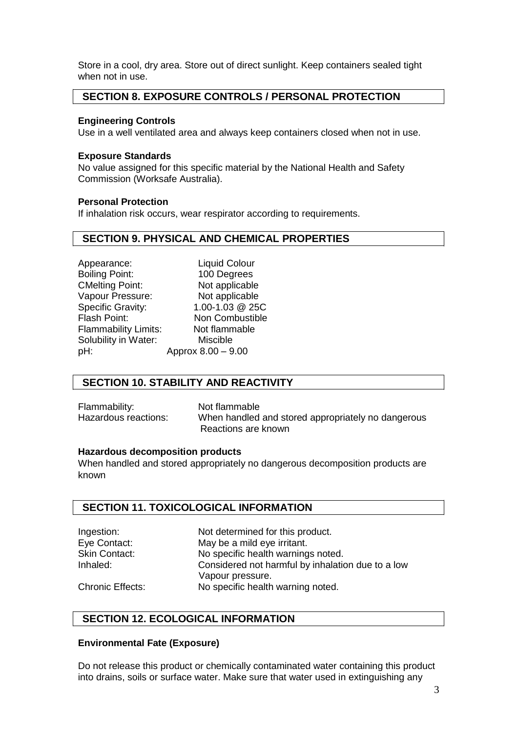Store in a cool, dry area. Store out of direct sunlight. Keep containers sealed tight when not in use.

## SECTION 8. EXPOSURE CONTROLS / PERSONAL PROTECTION

**Engineering Controls**

Use in a well ventilated area and always keep containers closed when not in use.

**Exposure Standards**

No value assigned for this specific material by the National Health and Safety Commission (Worksafe Australia).

**Personal Protection**

If inhalation risk occurs, wear respirator according to requirements.

## SECTION 9. PHYSICAL AND CHEMICAL PROPERTIES

| | |
|---|---|
| Appearance: | Liquid Colour |
| Boiling Point: | 100 Degrees |
| CMelting Point: | Not applicable |
| Vapour Pressure: | Not applicable |
| Specific Gravity: | 1.00-1.03 @ 25C |
| Flash Point: | Non Combustible |
| Flammability Limits: | Not flammable |
| Solubility in Water: | Miscible |
| pH: | Approx 8.00 – 9.00 |

## SECTION 10. STABILITY AND REACTIVITY

| | |
|---|---|
| Flammability: | Not flammable |
| Hazardous reactions: | When handled and stored appropriately no dangerous Reactions are known |

**Hazardous decomposition products**

When handled and stored appropriately no dangerous decomposition products are known

## SECTION 11. TOXICOLOGICAL INFORMATION

| | |
|---|---|
| Ingestion: | Not determined for this product. |
| Eye Contact: | May be a mild eye irritant. |
| Skin Contact: | No specific health warnings noted. |
| Inhaled: | Considered not harmful by inhalation due to a low Vapour pressure. |
| Chronic Effects: | No specific health warning noted. |

## SECTION 12. ECOLOGICAL INFORMATION

**Environmental Fate (Exposure)**

Do not release this product or chemically contaminated water containing this product into drains, soils or surface water. Make sure that water used in extinguishing any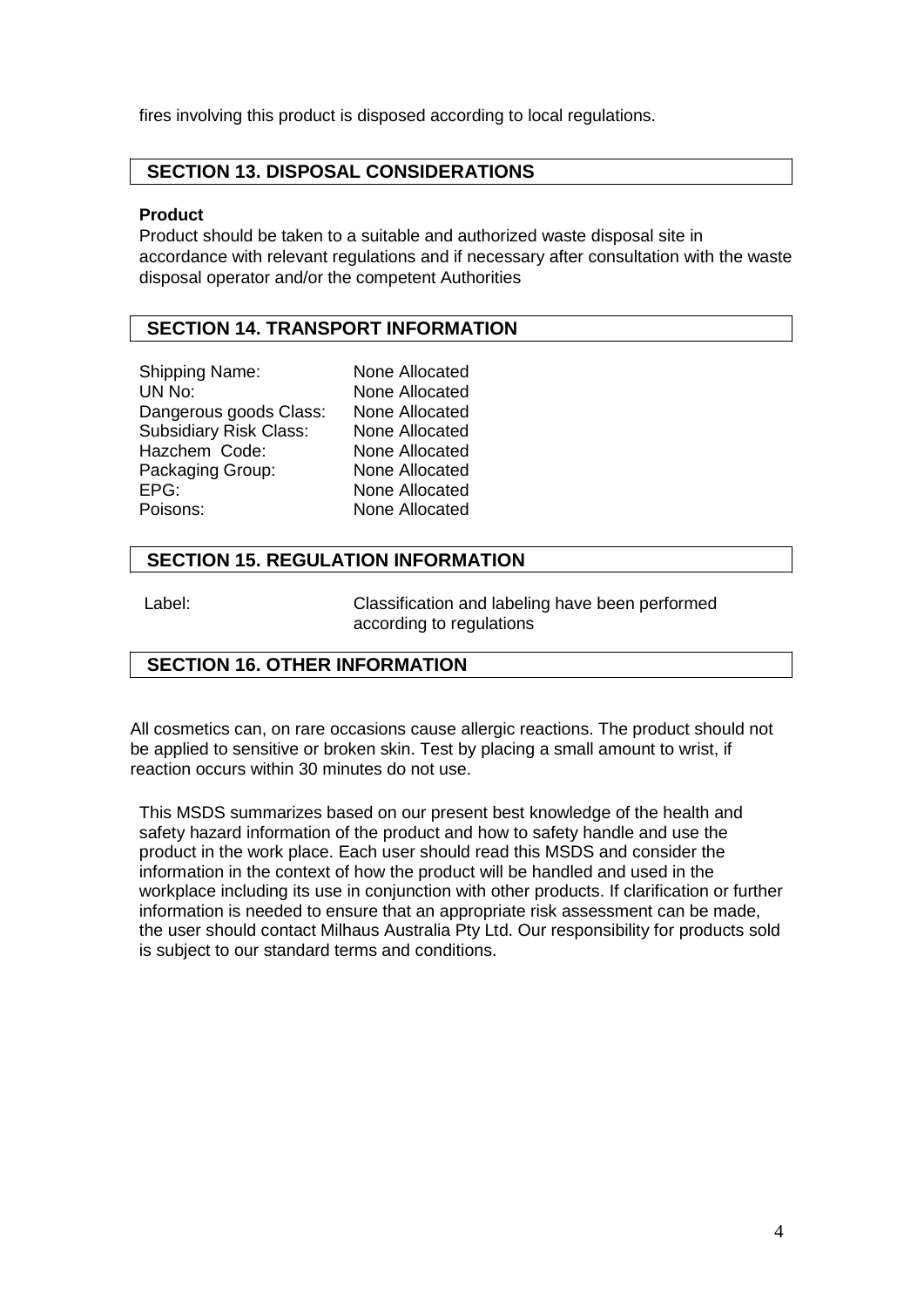fires involving this product is disposed according to local regulations.

## SECTION 13. DISPOSAL CONSIDERATIONS

**Product**

Product should be taken to a suitable and authorized waste disposal site in accordance with relevant regulations and if necessary after consultation with the waste disposal operator and/or the competent Authorities

## SECTION 14. TRANSPORT INFORMATION

| | |
|---|---|
| Shipping Name: | None Allocated |
| UN No: | None Allocated |
| Dangerous goods Class: | None Allocated |
| Subsidiary Risk Class: | None Allocated |
| Hazchem Code: | None Allocated |
| Packaging Group: | None Allocated |
| EPG: | None Allocated |
| Poisons: | None Allocated |

## SECTION 15. REGULATION INFORMATION

| | |
|---|---|
| Label: | Classification and labeling have been performed according to regulations |

## SECTION 16. OTHER INFORMATION

All cosmetics can, on rare occasions cause allergic reactions. The product should not be applied to sensitive or broken skin. Test by placing a small amount to wrist, if reaction occurs within 30 minutes do not use.

This MSDS summarizes based on our present best knowledge of the health and safety hazard information of the product and how to safety handle and use the product in the work place. Each user should read this MSDS and consider the information in the context of how the product will be handled and used in the workplace including its use in conjunction with other products. If clarification or further information is needed to ensure that an appropriate risk assessment can be made, the user should contact Milhaus Australia Pty Ltd. Our responsibility for products sold is subject to our standard terms and conditions.